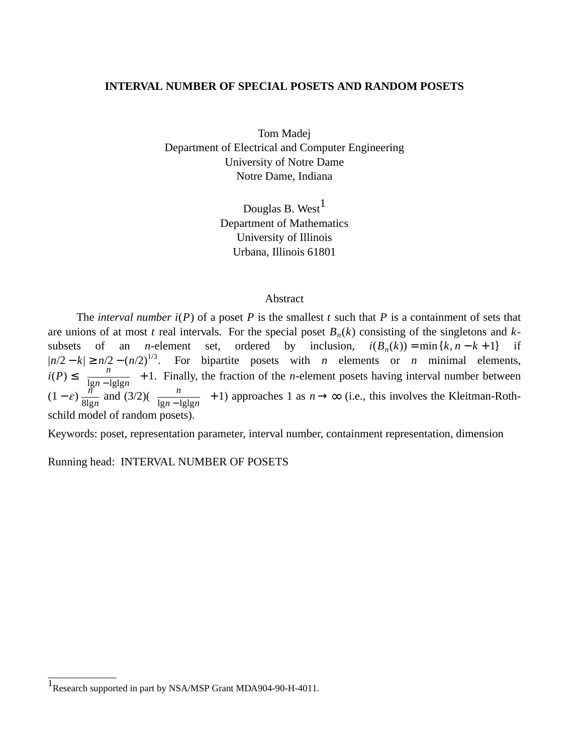# INTERVAL NUMBER OF SPECIAL POSETS AND RANDOM POSETS

Tom Madej
Department of Electrical and Computer Engineering
University of Notre Dame
Notre Dame, Indiana

Douglas B. West[1]
Department of Mathematics
University of Illinois
Urbana, Illinois 61801

## Abstract

The *interval number* $i(P)$ of a poset $P$ is the smallest $t$ such that $P$ is a containment of sets that are unions of at most $t$ real intervals. For the special poset $B_n(k)$ consisting of the singletons and $k$-subsets of an $n$-element set, ordered by inclusion, $i(B_n(k)) = \min\{k, n-k+1\}$ if $|n/2 - k| \geq n/2 - (n/2)^{1/3}$. For bipartite posets with $n$ elements or $n$ minimal elements, $i(P) \leq \frac{n}{\lg n - \lg\lg n} + 1$. Finally, the fraction of the $n$-element posets having interval number between $(1-\varepsilon)\frac{n}{8\lg n}$ and $(3/2)(\frac{n}{\lg n - \lg\lg n} + 1)$ approaches 1 as $n \to \infty$ (i.e., this involves the Kleitman-Rothschild model of random posets).

Keywords: poset, representation parameter, interval number, containment representation, dimension

Running head: INTERVAL NUMBER OF POSETS

---

[1]Research supported in part by NSA/MSP Grant MDA904-90-H-4011.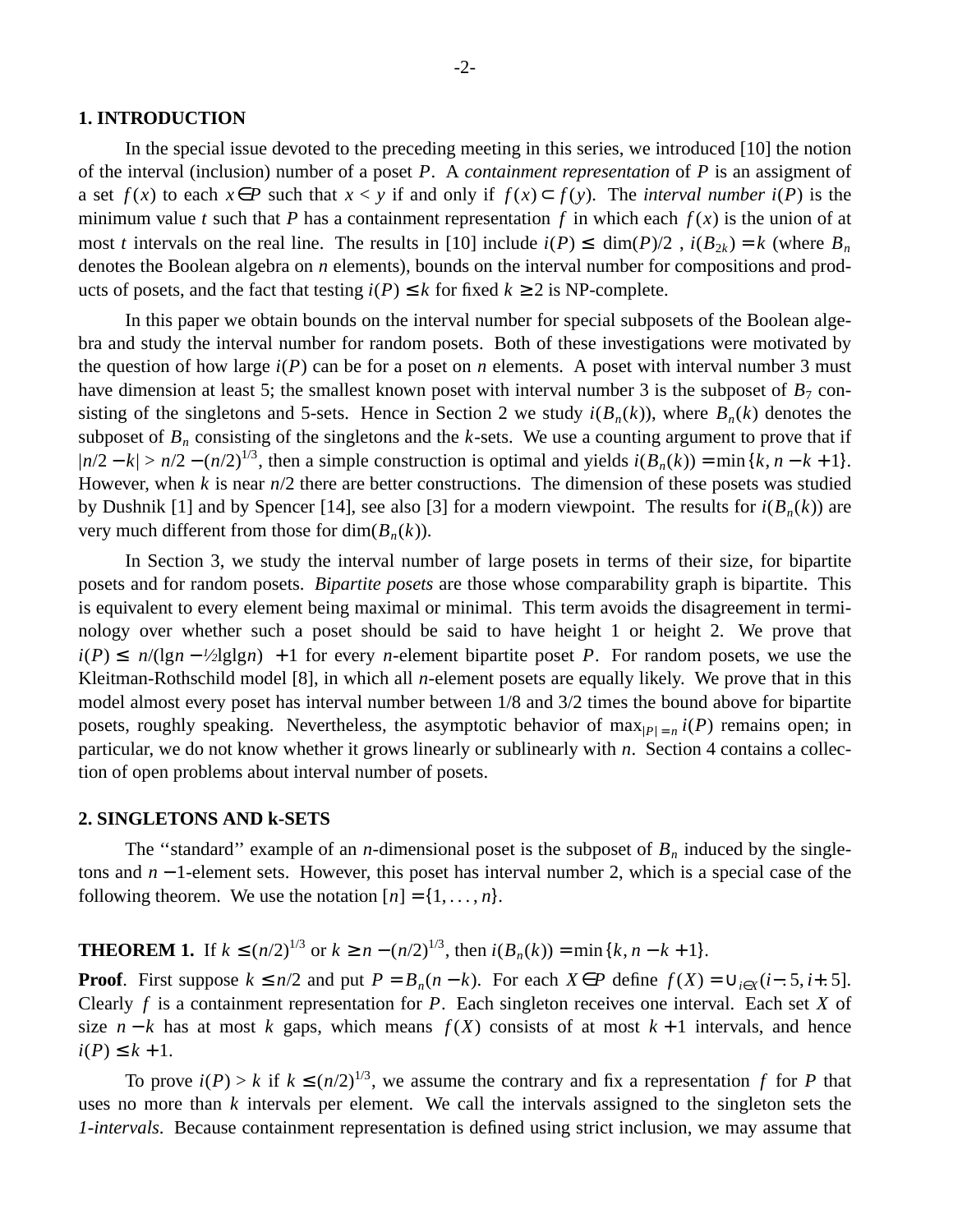## 1. INTRODUCTION

In the special issue devoted to the preceding meeting in this series, we introduced [10] the notion of the interval (inclusion) number of a poset $P$. A *containment representation* of $P$ is an assigment of a set $f(x)$ to each $x \in P$ such that $x < y$ if and only if $f(x) \subset f(y)$. The *interval number* $i(P)$ is the minimum value $t$ such that $P$ has a containment representation $f$ in which each $f(x)$ is the union of at most $t$ intervals on the real line. The results in [10] include $i(P) \le \lceil \dim(P)/2 \rceil$, $i(B_{2k}) = k$ (where $B_n$ denotes the Boolean algebra on $n$ elements), bounds on the interval number for compositions and products of posets, and the fact that testing $i(P) \le k$ for fixed $k \ge 2$ is NP-complete.

In this paper we obtain bounds on the interval number for special subposets of the Boolean algebra and study the interval number for random posets. Both of these investigations were motivated by the question of how large $i(P)$ can be for a poset on $n$ elements. A poset with interval number 3 must have dimension at least 5; the smallest known poset with interval number 3 is the subposet of $B_7$ consisting of the singletons and 5-sets. Hence in Section 2 we study $i(B_n(k))$, where $B_n(k)$ denotes the subposet of $B_n$ consisting of the singletons and the $k$-sets. We use a counting argument to prove that if $|n/2 - k| > n/2 - (n/2)^{1/3}$, then a simple construction is optimal and yields $i(B_n(k)) = \min\{k, n-k+1\}$. However, when $k$ is near $n/2$ there are better constructions. The dimension of these posets was studied by Dushnik [1] and by Spencer [14], see also [3] for a modern viewpoint. The results for $i(B_n(k))$ are very much different from those for $\dim(B_n(k))$.

In Section 3, we study the interval number of large posets in terms of their size, for bipartite posets and for random posets. *Bipartite posets* are those whose comparability graph is bipartite. This is equivalent to every element being maximal or minimal. This term avoids the disagreement in terminology over whether such a poset should be said to have height 1 or height 2. We prove that $i(P) \le \lceil n/(\lg n - ½\lg\lg n) \rceil + 1$ for every $n$-element bipartite poset $P$. For random posets, we use the Kleitman-Rothschild model [8], in which all $n$-element posets are equally likely. We prove that in this model almost every poset has interval number between 1/8 and 3/2 times the bound above for bipartite posets, roughly speaking. Nevertheless, the asymptotic behavior of $\max_{|P|=n} i(P)$ remains open; in particular, we do not know whether it grows linearly or sublinearly with $n$. Section 4 contains a collection of open problems about interval number of posets.

## 2. SINGLETONS AND k-SETS

The "standard" example of an $n$-dimensional poset is the subposet of $B_n$ induced by the singletons and $n-1$-element sets. However, this poset has interval number 2, which is a special case of the following theorem. We use the notation $[n] = \{1, \ldots, n\}$.

**THEOREM 1.** If $k \le (n/2)^{1/3}$ or $k \ge n - (n/2)^{1/3}$, then $i(B_n(k)) = \min\{k, n-k+1\}$.

**Proof**. First suppose $k \le n/2$ and put $P = B_n(n-k)$. For each $X \in P$ define $f(X) = \cup_{i \in X}(i-.5, i+.5]$. Clearly $f$ is a containment representation for $P$. Each singleton receives one interval. Each set $X$ of size $n-k$ has at most $k$ gaps, which means $f(X)$ consists of at most $k+1$ intervals, and hence $i(P) \le k+1$.

To prove $i(P) > k$ if $k \le (n/2)^{1/3}$, we assume the contrary and fix a representation $f$ for $P$ that uses no more than $k$ intervals per element. We call the intervals assigned to the singleton sets the *1-intervals*. Because containment representation is defined using strict inclusion, we may assume that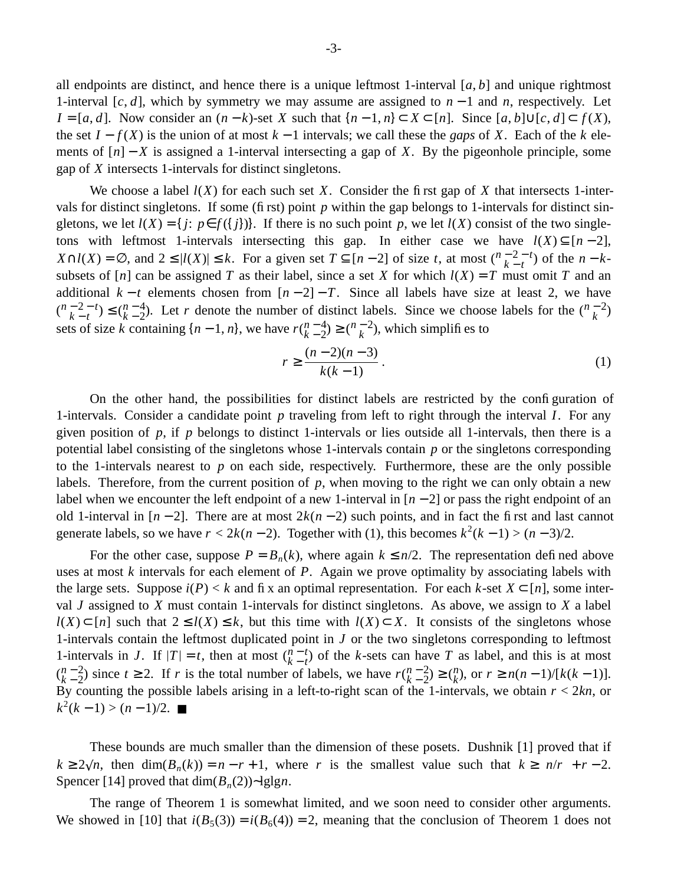all endpoints are distinct, and hence there is a unique leftmost 1-interval $[a, b]$ and unique rightmost 1-interval $[c, d]$, which by symmetry we may assume are assigned to $n-1$ and $n$, respectively. Let $I = [a, d]$. Now consider an $(n-k)$-set $X$ such that $\{n-1, n\} \subset X \subset [n]$. Since $[a, b] \cup [c, d] \subset f(X)$, the set $I - f(X)$ is the union of at most $k-1$ intervals; we call these the *gaps* of $X$. Each of the $k$ elements of $[n] - X$ is assigned a 1-interval intersecting a gap of $X$. By the pigeonhole principle, some gap of $X$ intersects 1-intervals for distinct singletons.

We choose a label $l(X)$ for each such set $X$. Consider the first gap of $X$ that intersects 1-intervals for distinct singletons. If some (first) point $p$ within the gap belongs to 1-intervals for distinct singletons, we let $l(X) = \{j\colon p \in f(\{j\})\}$. If there is no such point $p$, we let $l(X)$ consist of the two singletons with leftmost 1-intervals intersecting this gap. In either case we have $l(X) \subseteq [n-2]$, $X \cap l(X) = \emptyset$, and $2 \le |l(X)| \le k$. For a given set $T \subseteq [n-2]$ of size $t$, at most $\binom{n-2-t}{k-t}$ of the $n-k$-subsets of $[n]$ can be assigned $T$ as their label, since a set $X$ for which $l(X) = T$ must omit $T$ and an additional $k-t$ elements chosen from $[n-2] - T$. Since all labels have size at least 2, we have $\binom{n-2-t}{k-t} \le \binom{n-4}{k-2}$. Let $r$ denote the number of distinct labels. Since we choose labels for the $\binom{n-2}{k}$ sets of size $k$ containing $\{n-1, n\}$, we have $r\binom{n-4}{k-2} \ge \binom{n-2}{k}$, which simplifies to

$$r \ge \frac{(n-2)(n-3)}{k(k-1)}\,. \tag{1}$$

On the other hand, the possibilities for distinct labels are restricted by the configuration of 1-intervals. Consider a candidate point $p$ traveling from left to right through the interval $I$. For any given position of $p$, if $p$ belongs to distinct 1-intervals or lies outside all 1-intervals, then there is a potential label consisting of the singletons whose 1-intervals contain $p$ or the singletons corresponding to the 1-intervals nearest to $p$ on each side, respectively. Furthermore, these are the only possible labels. Therefore, from the current position of $p$, when moving to the right we can only obtain a new label when we encounter the left endpoint of a new 1-interval in $[n-2]$ or pass the right endpoint of an old 1-interval in $[n-2]$. There are at most $2k(n-2)$ such points, and in fact the first and last cannot generate labels, so we have $r < 2k(n-2)$. Together with (1), this becomes $k^2(k-1) > (n-3)/2$.

For the other case, suppose $P = B_n(k)$, where again $k \le n/2$. The representation defined above uses at most $k$ intervals for each element of $P$. Again we prove optimality by associating labels with the large sets. Suppose $i(P) < k$ and fix an optimal representation. For each $k$-set $X \subset [n]$, some interval $J$ assigned to $X$ must contain 1-intervals for distinct singletons. As above, we assign to $X$ a label $l(X) \subset [n]$ such that $2 \le l(X) \le k$, but this time with $l(X) \subset X$. It consists of the singletons whose 1-intervals contain the leftmost duplicated point in $J$ or the two singletons corresponding to leftmost 1-intervals in $J$. If $|T| = t$, then at most $\binom{n-t}{k-t}$ of the $k$-sets can have $T$ as label, and this is at most $\binom{n-2}{k-2}$ since $t \ge 2$. If $r$ is the total number of labels, we have $r\binom{n-2}{k-2} \ge \binom{n}{k}$, or $r \ge n(n-1)/[k(k-1)]$. By counting the possible labels arising in a left-to-right scan of the 1-intervals, we obtain $r < 2kn$, or $k^2(k-1) > (n-1)/2$. ■

These bounds are much smaller than the dimension of these posets. Dushnik [1] proved that if $k \ge 2\sqrt{n}$, then $\dim(B_n(k)) = n - r + 1$, where $r$ is the smallest value such that $k \ge \lfloor n/r \rfloor + r - 2$. Spencer [14] proved that $\dim(B_n(2)) \sim \lg\lg n$.

The range of Theorem 1 is somewhat limited, and we soon need to consider other arguments. We showed in [10] that $i(B_5(3)) = i(B_6(4)) = 2$, meaning that the conclusion of Theorem 1 does not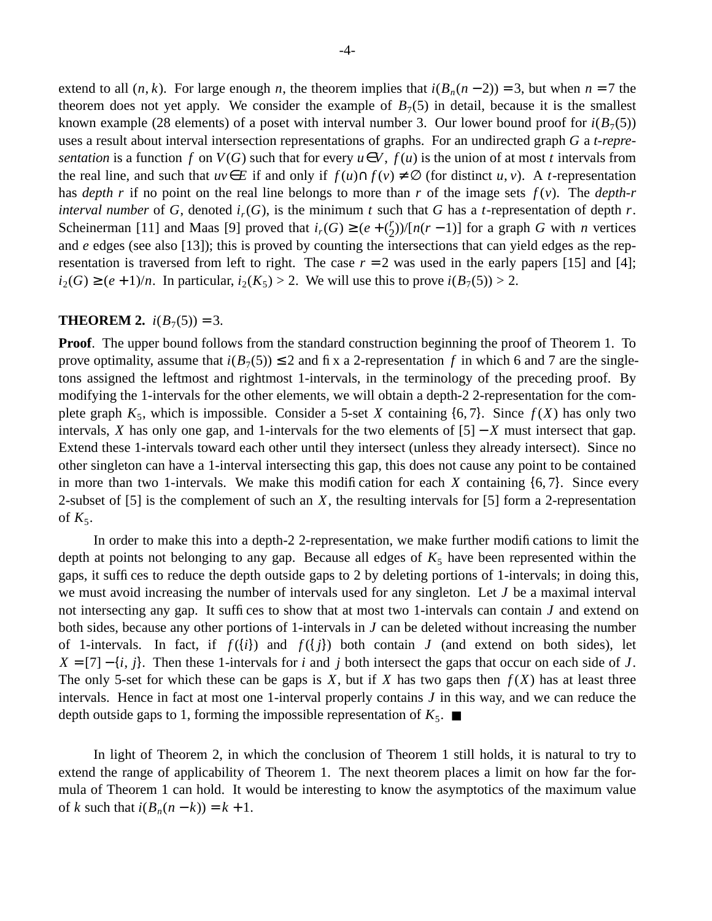extend to all $(n, k)$. For large enough $n$, the theorem implies that $i(B_n(n-2)) = 3$, but when $n = 7$ the theorem does not yet apply. We consider the example of $B_7(5)$ in detail, because it is the smallest known example (28 elements) of a poset with interval number 3. Our lower bound proof for $i(B_7(5))$ uses a result about interval intersection representations of graphs. For an undirected graph $G$ a *t-representation* is a function $f$ on $V(G)$ such that for every $u \in V$, $f(u)$ is the union of at most $t$ intervals from the real line, and such that $uv \in E$ if and only if $f(u) \cap f(v) \neq \emptyset$ (for distinct $u, v$). A $t$-representation has *depth* $r$ if no point on the real line belongs to more than $r$ of the image sets $f(v)$. The *depth-r interval number* of $G$, denoted $i_r(G)$, is the minimum $t$ such that $G$ has a $t$-representation of depth $r$. Scheinerman [11] and Maas [9] proved that $i_r(G) \geq (e + \binom{r}{2})/[n(r-1)]$ for a graph $G$ with $n$ vertices and $e$ edges (see also [13]); this is proved by counting the intersections that can yield edges as the representation is traversed from left to right. The case $r = 2$ was used in the early papers [15] and [4]; $i_2(G) \geq (e+1)/n$. In particular, $i_2(K_5) > 2$. We will use this to prove $i(B_7(5)) > 2$.

**THEOREM 2.** $i(B_7(5)) = 3$.

**Proof**. The upper bound follows from the standard construction beginning the proof of Theorem 1. To prove optimality, assume that $i(B_7(5)) \leq 2$ and fix a 2-representation $f$ in which 6 and 7 are the singletons assigned the leftmost and rightmost 1-intervals, in the terminology of the preceding proof. By modifying the 1-intervals for the other elements, we will obtain a depth-2 2-representation for the complete graph $K_5$, which is impossible. Consider a 5-set $X$ containing $\{6, 7\}$. Since $f(X)$ has only two intervals, $X$ has only one gap, and 1-intervals for the two elements of $[5] - X$ must intersect that gap. Extend these 1-intervals toward each other until they intersect (unless they already intersect). Since no other singleton can have a 1-interval intersecting this gap, this does not cause any point to be contained in more than two 1-intervals. We make this modification for each $X$ containing $\{6, 7\}$. Since every 2-subset of [5] is the complement of such an $X$, the resulting intervals for [5] form a 2-representation of $K_5$.

In order to make this into a depth-2 2-representation, we make further modifications to limit the depth at points not belonging to any gap. Because all edges of $K_5$ have been represented within the gaps, it suffices to reduce the depth outside gaps to 2 by deleting portions of 1-intervals; in doing this, we must avoid increasing the number of intervals used for any singleton. Let $J$ be a maximal interval not intersecting any gap. It suffices to show that at most two 1-intervals can contain $J$ and extend on both sides, because any other portions of 1-intervals in $J$ can be deleted without increasing the number of 1-intervals. In fact, if $f(\{i\})$ and $f(\{j\})$ both contain $J$ (and extend on both sides), let $X = [7] - \{i, j\}$. Then these 1-intervals for $i$ and $j$ both intersect the gaps that occur on each side of $J$. The only 5-set for which these can be gaps is $X$, but if $X$ has two gaps then $f(X)$ has at least three intervals. Hence in fact at most one 1-interval properly contains $J$ in this way, and we can reduce the depth outside gaps to 1, forming the impossible representation of $K_5$. ■

In light of Theorem 2, in which the conclusion of Theorem 1 still holds, it is natural to try to extend the range of applicability of Theorem 1. The next theorem places a limit on how far the formula of Theorem 1 can hold. It would be interesting to know the asymptotics of the maximum value of $k$ such that $i(B_n(n-k)) = k+1$.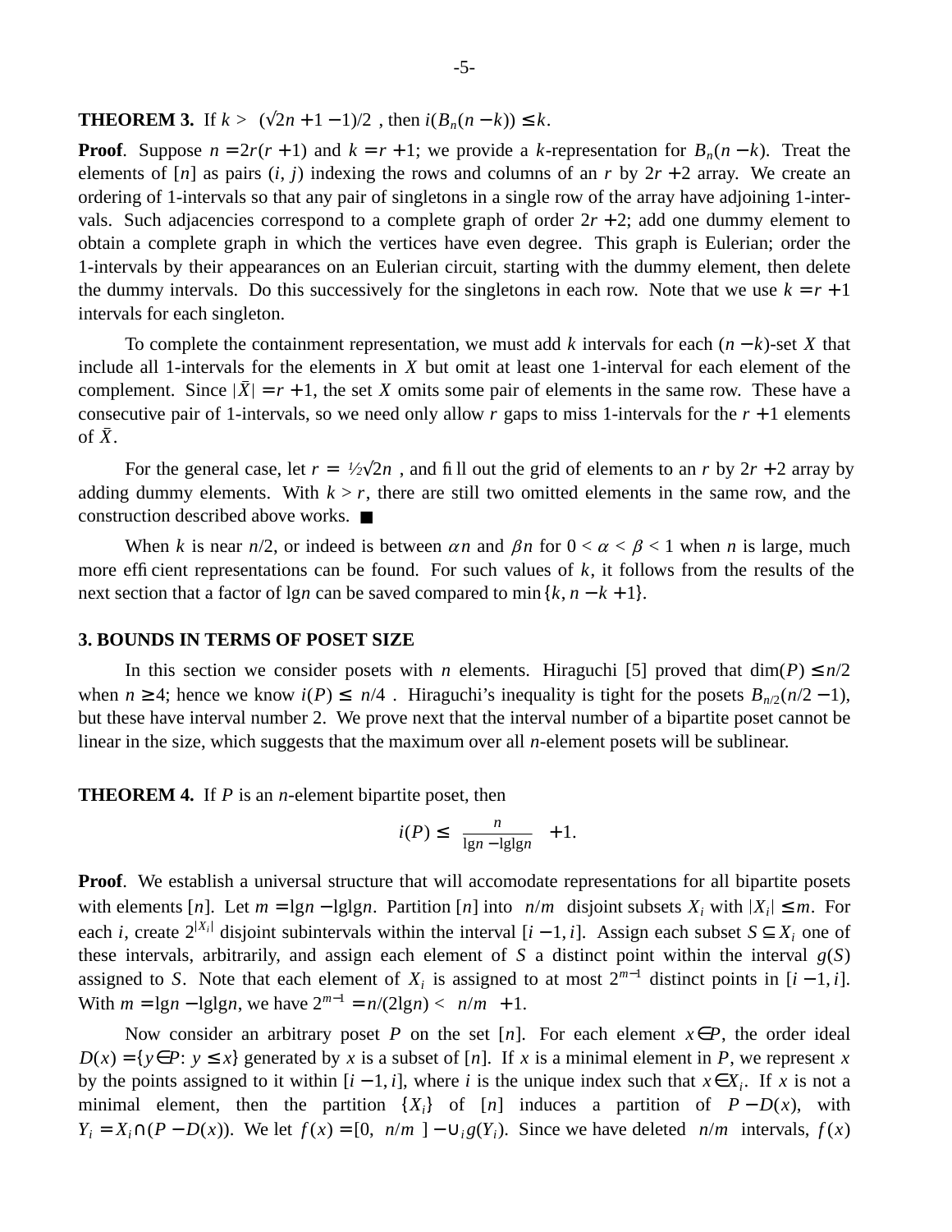**THEOREM 3.** If $k > \lceil (\sqrt{2n+1} - 1)/2 \rceil$, then $i(B_n(n-k)) \le k$.

**Proof**. Suppose $n = 2r(r+1)$ and $k = r+1$; we provide a $k$-representation for $B_n(n-k)$. Treat the elements of $[n]$ as pairs $(i, j)$ indexing the rows and columns of an $r$ by $2r+2$ array. We create an ordering of 1-intervals so that any pair of singletons in a single row of the array have adjoining 1-intervals. Such adjacencies correspond to a complete graph of order $2r+2$; add one dummy element to obtain a complete graph in which the vertices have even degree. This graph is Eulerian; order the 1-intervals by their appearances on an Eulerian circuit, starting with the dummy element, then delete the dummy intervals. Do this successively for the singletons in each row. Note that we use $k = r+1$ intervals for each singleton.

To complete the containment representation, we must add $k$ intervals for each $(n-k)$-set $X$ that include all 1-intervals for the elements in $X$ but omit at least one 1-interval for each element of the complement. Since $|\bar{X}| = r+1$, the set $X$ omits some pair of elements in the same row. These have a consecutive pair of 1-intervals, so we need only allow $r$ gaps to miss 1-intervals for the $r+1$ elements of $\bar{X}$.

For the general case, let $r = \lceil \frac{1}{2}\sqrt{2n} \rceil$, and fill out the grid of elements to an $r$ by $2r+2$ array by adding dummy elements. With $k > r$, there are still two omitted elements in the same row, and the construction described above works. ∎

When $k$ is near $n/2$, or indeed is between $\alpha n$ and $\beta n$ for $0 < \alpha < \beta < 1$ when $n$ is large, much more efficient representations can be found. For such values of $k$, it follows from the results of the next section that a factor of $\lg n$ can be saved compared to $\min\{k, n-k+1\}$.

## 3. BOUNDS IN TERMS OF POSET SIZE

In this section we consider posets with $n$ elements. Hiraguchi [5] proved that $\dim(P) \le n/2$ when $n \ge 4$; hence we know $i(P) \le \lceil n/4 \rceil$. Hiraguchi's inequality is tight for the posets $B_{n/2}(n/2-1)$, but these have interval number 2. We prove next that the interval number of a bipartite poset cannot be linear in the size, which suggests that the maximum over all $n$-element posets will be sublinear.

**THEOREM 4.** If $P$ is an $n$-element bipartite poset, then

$$i(P) \le \left\lceil \frac{n}{\lg n - \lg\lg n} \right\rceil + 1.$$

**Proof**. We establish a universal structure that will accomodate representations for all bipartite posets with elements $[n]$. Let $m = \lg n - \lg\lg n$. Partition $[n]$ into $\lceil n/m \rceil$ disjoint subsets $X_i$ with $|X_i| \le m$. For each $i$, create $2^{|X_i|}$ disjoint subintervals within the interval $[i-1, i]$. Assign each subset $S \subseteq X_i$ one of these intervals, arbitrarily, and assign each element of $S$ a distinct point within the interval $g(S)$ assigned to $S$. Note that each element of $X_i$ is assigned to at most $2^{m-1}$ distinct points in $[i-1, i]$. With $m = \lg n - \lg\lg n$, we have $2^{m-1} = n/(2\lg n) < \lceil n/m \rceil + 1$.

Now consider an arbitrary poset $P$ on the set $[n]$. For each element $x \in P$, the order ideal $D(x) = \{y \in P\colon y \le x\}$ generated by $x$ is a subset of $[n]$. If $x$ is a minimal element in $P$, we represent $x$ by the points assigned to it within $[i-1, i]$, where $i$ is the unique index such that $x \in X_i$. If $x$ is not a minimal element, then the partition $\{X_i\}$ of $[n]$ induces a partition of $P - D(x)$, with $Y_i = X_i \cap (P - D(x))$. We let $f(x) = [0, \lceil n/m \rceil] - \cup_i g(Y_i)$. Since we have deleted $\lceil n/m \rceil$ intervals, $f(x)$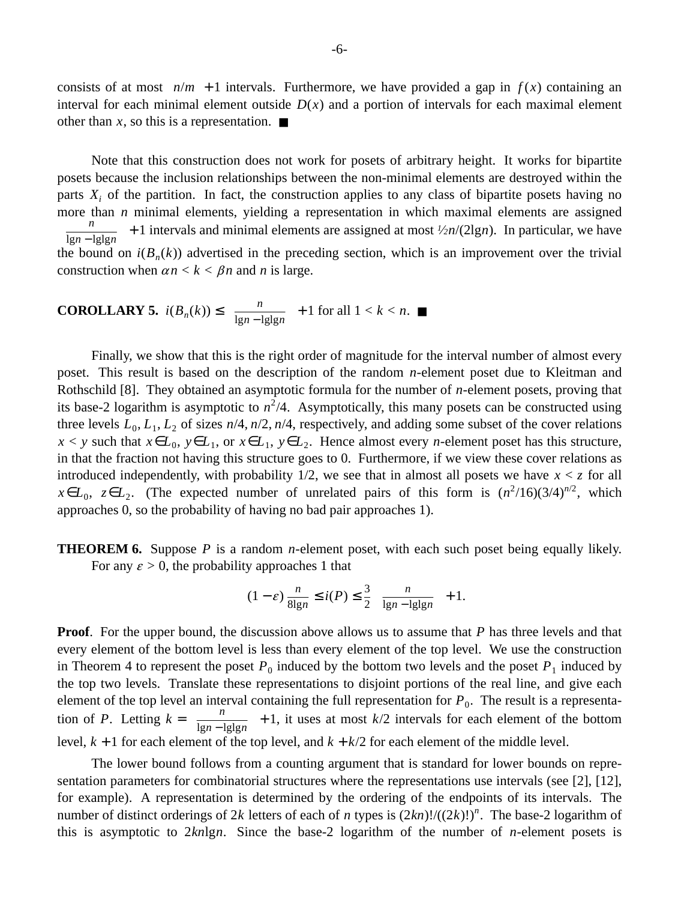consists of at most $\lceil n/m \rceil + 1$ intervals. Furthermore, we have provided a gap in $f(x)$ containing an interval for each minimal element outside $D(x)$ and a portion of intervals for each maximal element other than $x$, so this is a representation. ■

Note that this construction does not work for posets of arbitrary height. It works for bipartite posets because the inclusion relationships between the non-minimal elements are destroyed within the parts $X_i$ of the partition. In fact, the construction applies to any class of bipartite posets having no more than $n$ minimal elements, yielding a representation in which maximal elements are assigned $\left\lceil \frac{n}{\lg n - \lg\lg n} \right\rceil + 1$ intervals and minimal elements are assigned at most ½$n/(2\lg n)$. In particular, we have the bound on $i(B_n(k))$ advertised in the preceding section, which is an improvement over the trivial construction when $\alpha n < k < \beta n$ and $n$ is large.

**COROLLARY 5.** $i(B_n(k)) \le \left\lceil \frac{n}{\lg n - \lg\lg n} \right\rceil + 1$ for all $1 < k < n$. ■

Finally, we show that this is the right order of magnitude for the interval number of almost every poset. This result is based on the description of the random $n$-element poset due to Kleitman and Rothschild [8]. They obtained an asymptotic formula for the number of $n$-element posets, proving that its base-2 logarithm is asymptotic to $n^2/4$. Asymptotically, this many posets can be constructed using three levels $L_0, L_1, L_2$ of sizes $n/4, n/2, n/4$, respectively, and adding some subset of the cover relations $x < y$ such that $x \in L_0$, $y \in L_1$, or $x \in L_1$, $y \in L_2$. Hence almost every $n$-element poset has this structure, in that the fraction not having this structure goes to 0. Furthermore, if we view these cover relations as introduced independently, with probability 1/2, we see that in almost all posets we have $x < z$ for all $x \in L_0$, $z \in L_2$. (The expected number of unrelated pairs of this form is $(n^2/16)(3/4)^{n/2}$, which approaches 0, so the probability of having no bad pair approaches 1).

**THEOREM 6.** Suppose $P$ is a random $n$-element poset, with each such poset being equally likely. For any $\varepsilon > 0$, the probability approaches 1 that

$$(1-\varepsilon)\frac{n}{8\lg n} \le i(P) \le \frac{3}{2}\left\lceil \frac{n}{\lg n - \lg\lg n} \right\rceil + 1.$$

**Proof**. For the upper bound, the discussion above allows us to assume that $P$ has three levels and that every element of the bottom level is less than every element of the top level. We use the construction in Theorem 4 to represent the poset $P_0$ induced by the bottom two levels and the poset $P_1$ induced by the top two levels. Translate these representations to disjoint portions of the real line, and give each element of the top level an interval containing the full representation for $P_0$. The result is a representation of $P$. Letting $k = \left\lceil \frac{n}{\lg n - \lg\lg n} \right\rceil + 1$, it uses at most $k/2$ intervals for each element of the bottom level, $k+1$ for each element of the top level, and $k + k/2$ for each element of the middle level.

The lower bound follows from a counting argument that is standard for lower bounds on representation parameters for combinatorial structures where the representations use intervals (see [2], [12], for example). A representation is determined by the ordering of the endpoints of its intervals. The number of distinct orderings of $2k$ letters of each of $n$ types is $(2kn)!/((2k)!)^n$. The base-2 logarithm of this is asymptotic to $2kn\lg n$. Since the base-2 logarithm of the number of $n$-element posets is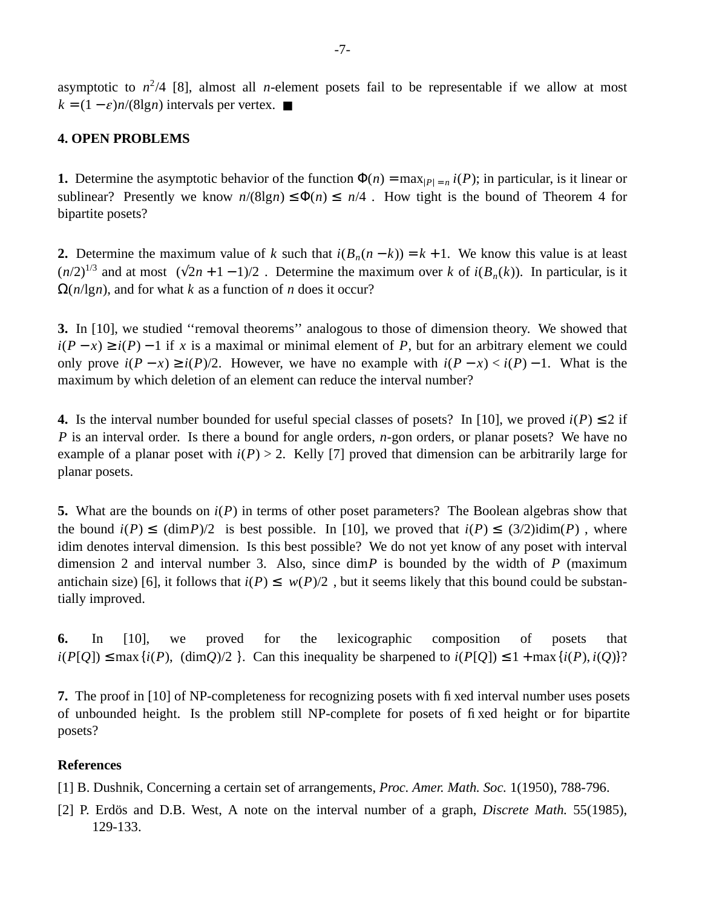asymptotic to $n^2/4$ [8], almost all $n$-element posets fail to be representable if we allow at most $k = (1-\varepsilon)n/(8\lg n)$ intervals per vertex. ■

**4. OPEN PROBLEMS**

**1.** Determine the asymptotic behavior of the function $\Phi(n) = \max_{|P|=n} i(P)$; in particular, is it linear or sublinear? Presently we know $n/(8\lg n) \le \Phi(n) \le \lceil n/4 \rceil$. How tight is the bound of Theorem 4 for bipartite posets?

**2.** Determine the maximum value of $k$ such that $i(B_n(n-k)) = k+1$. We know this value is at least $(n/2)^{1/3}$ and at most $\lfloor (\sqrt{2n+1}-1)/2 \rfloor$. Determine the maximum over $k$ of $i(B_n(k))$. In particular, is it $\Omega(n/\lg n)$, and for what $k$ as a function of $n$ does it occur?

**3.** In [10], we studied ''removal theorems'' analogous to those of dimension theory. We showed that $i(P-x) \ge i(P)-1$ if $x$ is a maximal or minimal element of $P$, but for an arbitrary element we could only prove $i(P-x) \ge i(P)/2$. However, we have no example with $i(P-x) < i(P)-1$. What is the maximum by which deletion of an element can reduce the interval number?

**4.** Is the interval number bounded for useful special classes of posets? In [10], we proved $i(P) \le 2$ if $P$ is an interval order. Is there a bound for angle orders, $n$-gon orders, or planar posets? We have no example of a planar poset with $i(P) > 2$. Kelly [7] proved that dimension can be arbitrarily large for planar posets.

**5.** What are the bounds on $i(P)$ in terms of other poset parameters? The Boolean algebras show that the bound $i(P) \le \lceil (\dim P)/2 \rceil$ is best possible. In [10], we proved that $i(P) \le \lceil (3/2)\mathrm{idim}(P) \rceil$, where idim denotes interval dimension. Is this best possible? We do not yet know of any poset with interval dimension 2 and interval number 3. Also, since $\dim P$ is bounded by the width of $P$ (maximum antichain size) [6], it follows that $i(P) \le \lceil w(P)/2 \rceil$, but it seems likely that this bound could be substantially improved.

**6.** In [10], we proved for the lexicographic composition of posets that $i(P[Q]) \le \max\{i(P), \lceil (\dim Q)/2 \rceil\}$. Can this inequality be sharpened to $i(P[Q]) \le 1 + \max\{i(P), i(Q)\}$?

**7.** The proof in [10] of NP-completeness for recognizing posets with fixed interval number uses posets of unbounded height. Is the problem still NP-complete for posets of fixed height or for bipartite posets?

**References**

[1] B. Dushnik, Concerning a certain set of arrangements, *Proc. Amer. Math. Soc.* 1(1950), 788-796.

[2] P. Erdös and D.B. West, A note on the interval number of a graph, *Discrete Math.* 55(1985), 129-133.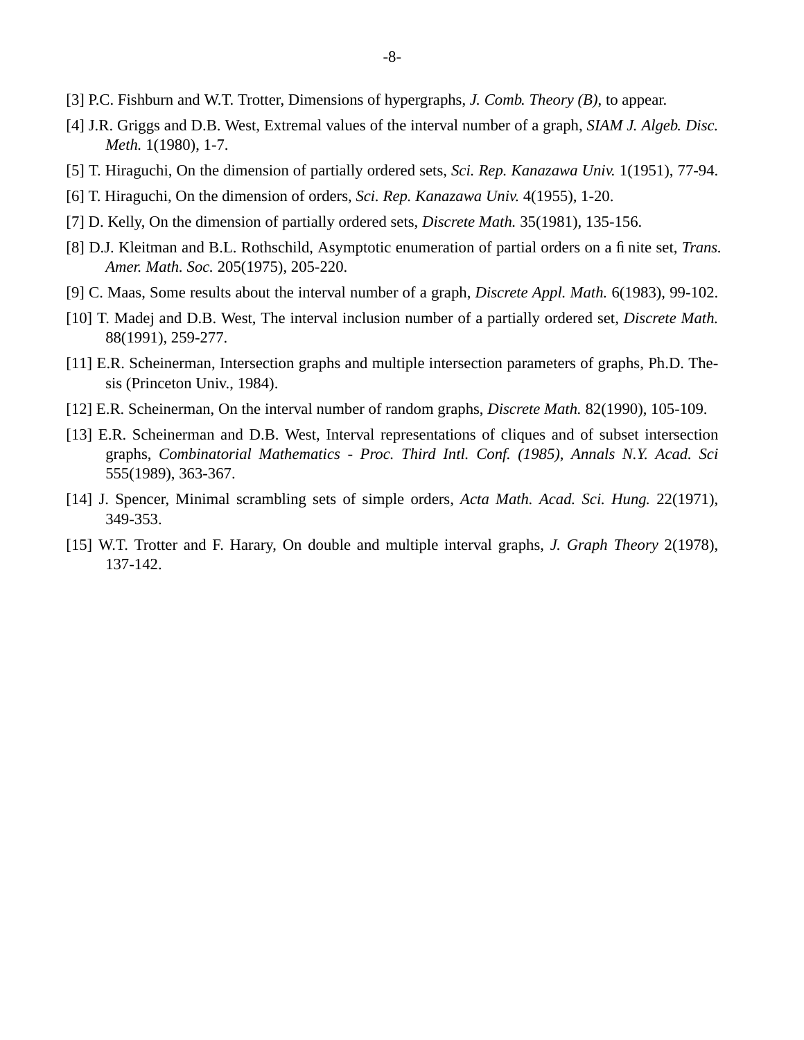[3] P.C. Fishburn and W.T. Trotter, Dimensions of hypergraphs, *J. Comb. Theory (B)*, to appear.

[4] J.R. Griggs and D.B. West, Extremal values of the interval number of a graph, *SIAM J. Algeb. Disc. Meth.* 1(1980), 1-7.

[5] T. Hiraguchi, On the dimension of partially ordered sets, *Sci. Rep. Kanazawa Univ.* 1(1951), 77-94.

[6] T. Hiraguchi, On the dimension of orders, *Sci. Rep. Kanazawa Univ.* 4(1955), 1-20.

[7] D. Kelly, On the dimension of partially ordered sets, *Discrete Math.* 35(1981), 135-156.

[8] D.J. Kleitman and B.L. Rothschild, Asymptotic enumeration of partial orders on a finite set, *Trans. Amer. Math. Soc.* 205(1975), 205-220.

[9] C. Maas, Some results about the interval number of a graph, *Discrete Appl. Math.* 6(1983), 99-102.

[10] T. Madej and D.B. West, The interval inclusion number of a partially ordered set, *Discrete Math.* 88(1991), 259-277.

[11] E.R. Scheinerman, Intersection graphs and multiple intersection parameters of graphs, Ph.D. Thesis (Princeton Univ., 1984).

[12] E.R. Scheinerman, On the interval number of random graphs, *Discrete Math.* 82(1990), 105-109.

[13] E.R. Scheinerman and D.B. West, Interval representations of cliques and of subset intersection graphs, *Combinatorial Mathematics - Proc. Third Intl. Conf. (1985)*, *Annals N.Y. Acad. Sci* 555(1989), 363-367.

[14] J. Spencer, Minimal scrambling sets of simple orders, *Acta Math. Acad. Sci. Hung.* 22(1971), 349-353.

[15] W.T. Trotter and F. Harary, On double and multiple interval graphs, *J. Graph Theory* 2(1978), 137-142.